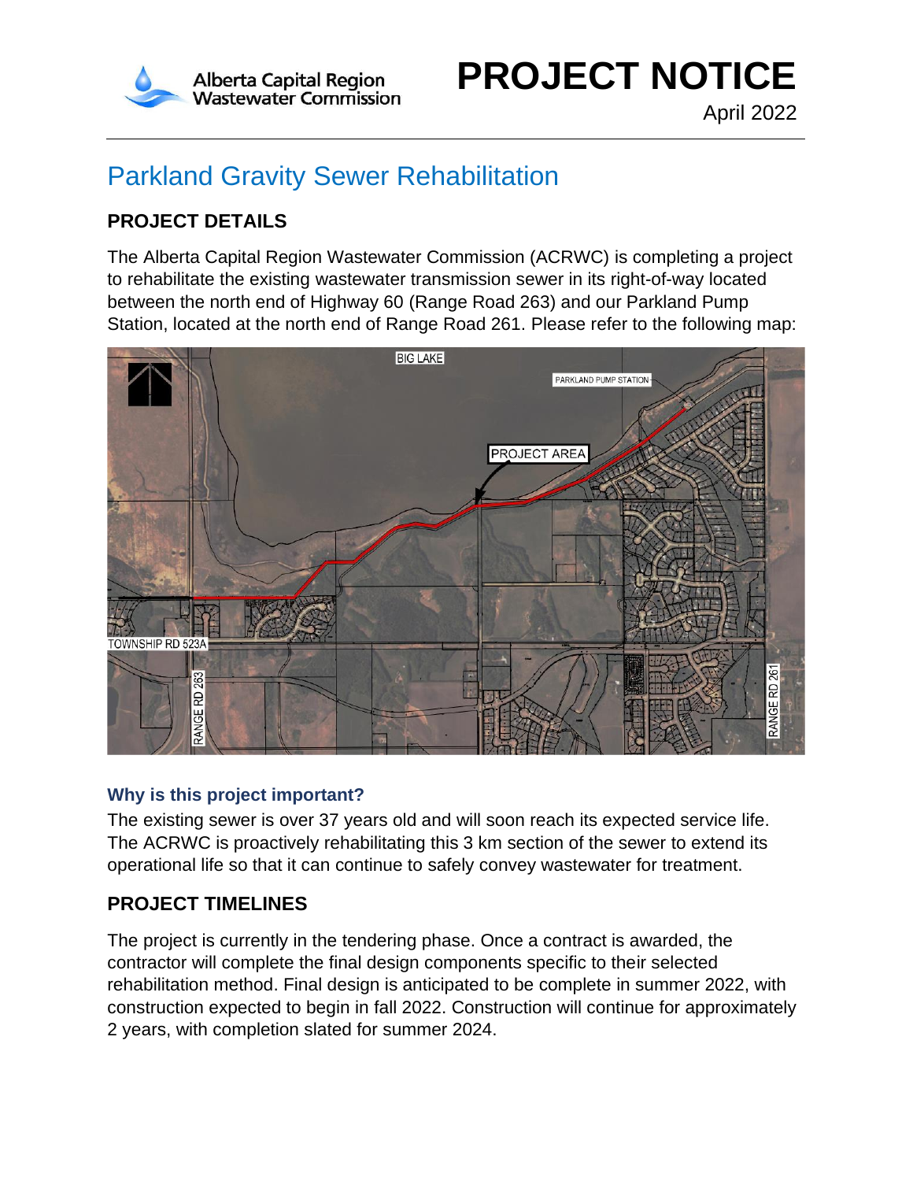Alberta Capital Region Wastewater Commission

# PROJECT NOTICE

April 2022

## Parkland Gravity Sewer Rehabilitation

### PROJECT DETAILS

The Alberta Capital Region Wastewater Commission (ACRWC) is completing a project to rehabilitate the existing wastewater transmission sewer in its right-of-way located between the north end of Highway 60 (Range Road 263) and our Parkland Pump Station, located at the north end of Range Road 261. Please refer to the following map:

BIG LAKE

PARKLAND PUMP STATION

PROJECT AREA

TOWNSHIP RD 523A

RANGE RD 263

RANGE RD 261

#### Why is this project important?

The existing sewer is over 37 years old and will soon reach its expected service life. The ACRWC is proactively rehabilitating this 3 km section of the sewer to extend its operational life so that it can continue to safely convey wastewater for treatment.

### PROJECT TIMELINES

The project is currently in the tendering phase. Once a contract is awarded, the contractor will complete the final design components specific to their selected rehabilitation method. Final design is anticipated to be complete in summer 2022, with construction expected to begin in fall 2022. Construction will continue for approximately 2 years, with completion slated for summer 2024.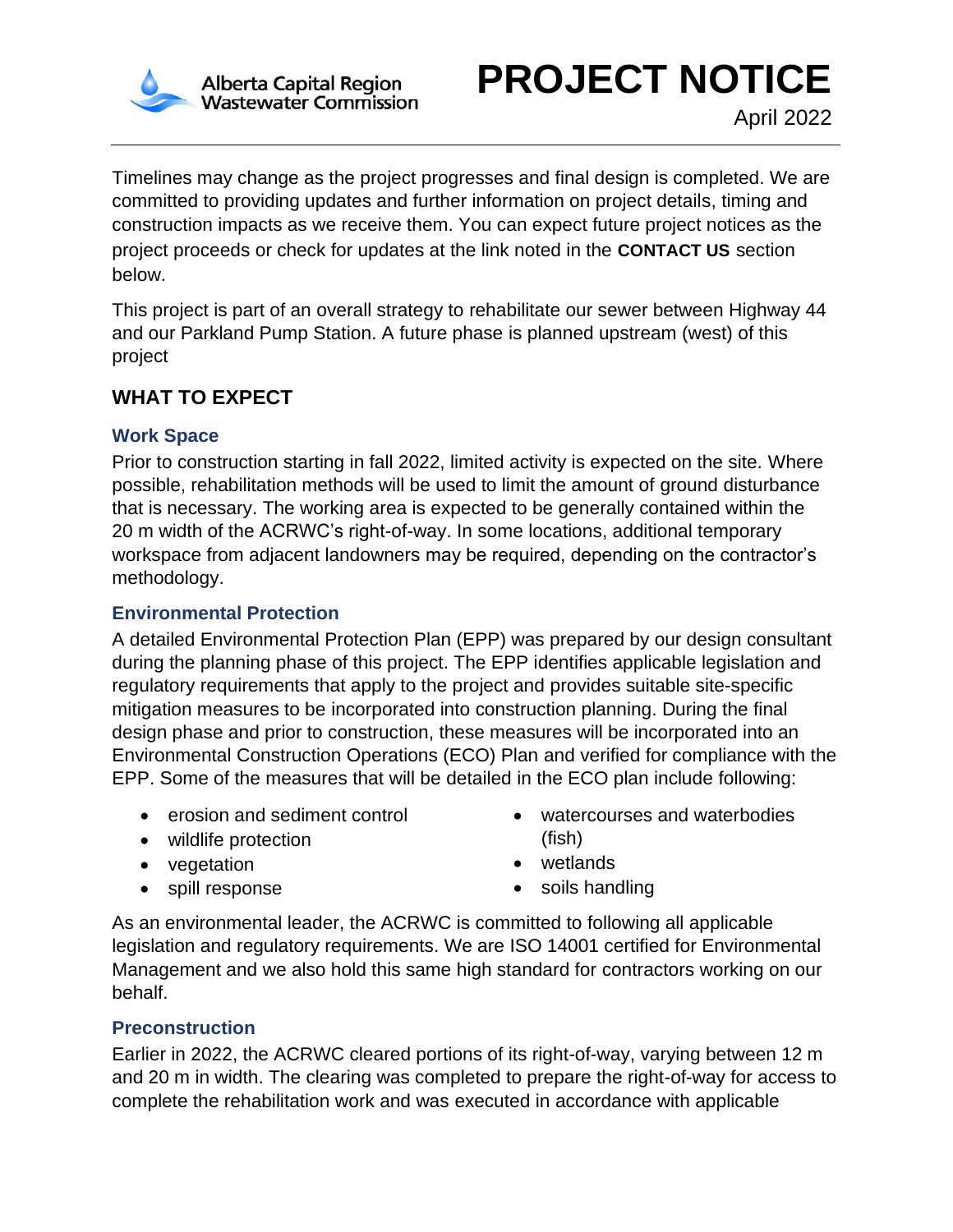Timelines may change as the project progresses and final design is completed. We are committed to providing updates and further information on project details, timing and construction impacts as we receive them. You can expect future project notices as the project proceeds or check for updates at the link noted in the **CONTACT US** section below.

This project is part of an overall strategy to rehabilitate our sewer between Highway 44 and our Parkland Pump Station. A future phase is planned upstream (west) of this project

## WHAT TO EXPECT

### Work Space

Prior to construction starting in fall 2022, limited activity is expected on the site. Where possible, rehabilitation methods will be used to limit the amount of ground disturbance that is necessary. The working area is expected to be generally contained within the 20 m width of the ACRWC's right-of-way. In some locations, additional temporary workspace from adjacent landowners may be required, depending on the contractor's methodology.

### Environmental Protection

A detailed Environmental Protection Plan (EPP) was prepared by our design consultant during the planning phase of this project. The EPP identifies applicable legislation and regulatory requirements that apply to the project and provides suitable site-specific mitigation measures to be incorporated into construction planning. During the final design phase and prior to construction, these measures will be incorporated into an Environmental Construction Operations (ECO) Plan and verified for compliance with the EPP. Some of the measures that will be detailed in the ECO plan include following:

- erosion and sediment control
- wildlife protection
- vegetation
- spill response
- watercourses and waterbodies (fish)
- wetlands
- soils handling

As an environmental leader, the ACRWC is committed to following all applicable legislation and regulatory requirements. We are ISO 14001 certified for Environmental Management and we also hold this same high standard for contractors working on our behalf.

### Preconstruction

Earlier in 2022, the ACRWC cleared portions of its right-of-way, varying between 12 m and 20 m in width. The clearing was completed to prepare the right-of-way for access to complete the rehabilitation work and was executed in accordance with applicable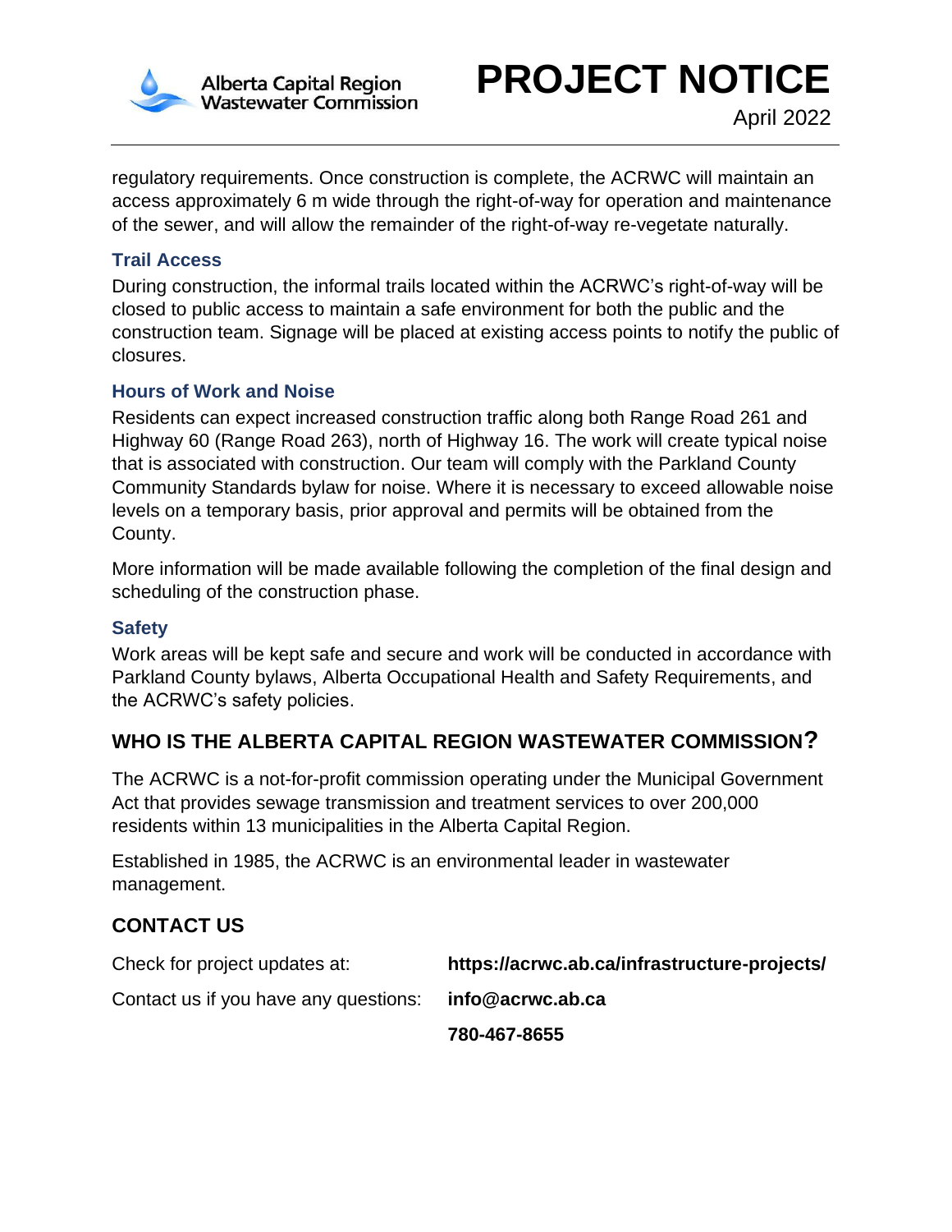regulatory requirements. Once construction is complete, the ACRWC will maintain an access approximately 6 m wide through the right-of-way for operation and maintenance of the sewer, and will allow the remainder of the right-of-way re-vegetate naturally.

### Trail Access

During construction, the informal trails located within the ACRWC's right-of-way will be closed to public access to maintain a safe environment for both the public and the construction team. Signage will be placed at existing access points to notify the public of closures.

### Hours of Work and Noise

Residents can expect increased construction traffic along both Range Road 261 and Highway 60 (Range Road 263), north of Highway 16. The work will create typical noise that is associated with construction. Our team will comply with the Parkland County Community Standards bylaw for noise. Where it is necessary to exceed allowable noise levels on a temporary basis, prior approval and permits will be obtained from the County.

More information will be made available following the completion of the final design and scheduling of the construction phase.

### Safety

Work areas will be kept safe and secure and work will be conducted in accordance with Parkland County bylaws, Alberta Occupational Health and Safety Requirements, and the ACRWC's safety policies.

## WHO IS THE ALBERTA CAPITAL REGION WASTEWATER COMMISSION?

The ACRWC is a not-for-profit commission operating under the Municipal Government Act that provides sewage transmission and treatment services to over 200,000 residents within 13 municipalities in the Alberta Capital Region.

Established in 1985, the ACRWC is an environmental leader in wastewater management.

## CONTACT US

| | |
|---|---|
| Check for project updates at: | **https://acrwc.ab.ca/infrastructure-projects/** |
| Contact us if you have any questions: | **info@acrwc.ab.ca** |
| | **780-467-8655** |